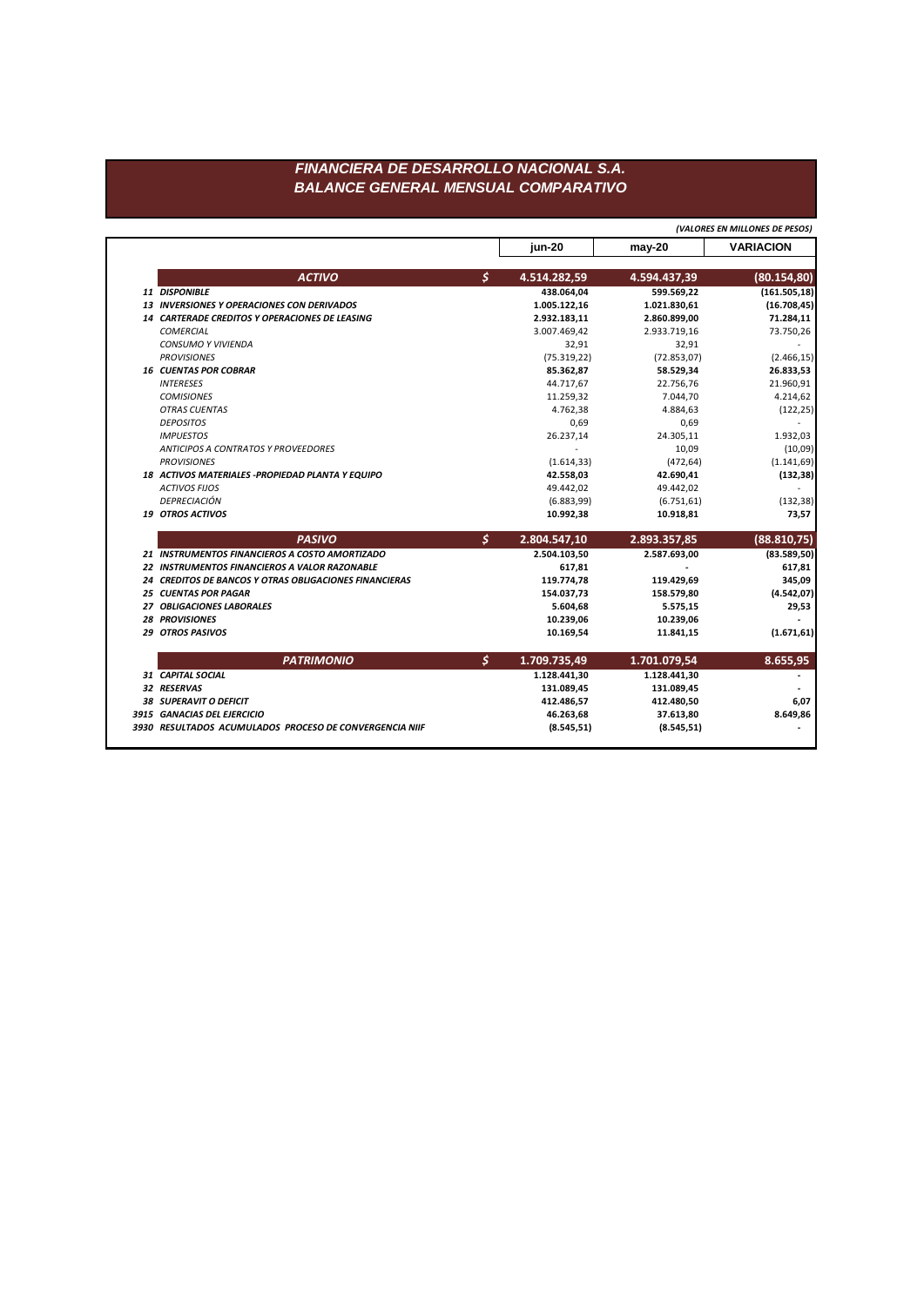# FINANCIERA DE DESARROLLO NACIONAL S.A.
## BALANCE GENERAL MENSUAL COMPARATIVO

*(VALORES EN MILLONES DE PESOS)*

| | | | jun-20 | may-20 | VARIACION |
|---|---|---|---|---|---|
| | **ACTIVO** | **$** | **4.514.282,59** | **4.594.437,39** | **(80.154,80)** |
| 11 | **DISPONIBLE** | | 438.064,04 | 599.569,22 | (161.505,18) |
| 13 | **INVERSIONES Y OPERACIONES CON DERIVADOS** | | 1.005.122,16 | 1.021.830,61 | (16.708,45) |
| 14 | **CARTERADE CREDITOS Y OPERACIONES DE LEASING** | | 2.932.183,11 | 2.860.899,00 | 71.284,11 |
| | *COMERCIAL* | | 3.007.469,42 | 2.933.719,16 | 73.750,26 |
| | *CONSUMO Y VIVIENDA* | | 32,91 | 32,91 | - |
| | *PROVISIONES* | | (75.319,22) | (72.853,07) | (2.466,15) |
| 16 | **CUENTAS POR COBRAR** | | 85.362,87 | 58.529,34 | 26.833,53 |
| | *INTERESES* | | 44.717,67 | 22.756,76 | 21.960,91 |
| | *COMISIONES* | | 11.259,32 | 7.044,70 | 4.214,62 |
| | *OTRAS CUENTAS* | | 4.762,38 | 4.884,63 | (122,25) |
| | *DEPOSITOS* | | 0,69 | 0,69 | - |
| | *IMPUESTOS* | | 26.237,14 | 24.305,11 | 1.932,03 |
| | *ANTICIPOS A CONTRATOS Y PROVEEDORES* | | - | 10,09 | (10,09) |
| | *PROVISIONES* | | (1.614,33) | (472,64) | (1.141,69) |
| 18 | **ACTIVOS MATERIALES -PROPIEDAD PLANTA Y EQUIPO** | | 42.558,03 | 42.690,41 | (132,38) |
| | *ACTIVOS FIJOS* | | 49.442,02 | 49.442,02 | - |
| | *DEPRECIACIÓN* | | (6.883,99) | (6.751,61) | (132,38) |
| 19 | **OTROS ACTIVOS** | | 10.992,38 | 10.918,81 | 73,57 |
| | **PASIVO** | **$** | **2.804.547,10** | **2.893.357,85** | **(88.810,75)** |
| 21 | **INSTRUMENTOS FINANCIEROS A COSTO AMORTIZADO** | | 2.504.103,50 | 2.587.693,00 | (83.589,50) |
| 22 | **INSTRUMENTOS FINANCIEROS A VALOR RAZONABLE** | | 617,81 | - | 617,81 |
| 24 | **CREDITOS DE BANCOS Y OTRAS OBLIGACIONES FINANCIERAS** | | 119.774,78 | 119.429,69 | 345,09 |
| 25 | **CUENTAS POR PAGAR** | | 154.037,73 | 158.579,80 | (4.542,07) |
| 27 | **OBLIGACIONES LABORALES** | | 5.604,68 | 5.575,15 | 29,53 |
| 28 | **PROVISIONES** | | 10.239,06 | 10.239,06 | - |
| 29 | **OTROS PASIVOS** | | 10.169,54 | 11.841,15 | (1.671,61) |
| | **PATRIMONIO** | **$** | **1.709.735,49** | **1.701.079,54** | **8.655,95** |
| 31 | **CAPITAL SOCIAL** | | 1.128.441,30 | 1.128.441,30 | - |
| 32 | **RESERVAS** | | 131.089,45 | 131.089,45 | - |
| 38 | **SUPERAVIT O DEFICIT** | | 412.486,57 | 412.480,50 | 6,07 |
| 3915 | **GANACIAS DEL EJERCICIO** | | 46.263,68 | 37.613,80 | 8.649,86 |
| 3930 | **RESULTADOS ACUMULADOS PROCESO DE CONVERGENCIA NIIF** | | (8.545,51) | (8.545,51) | - |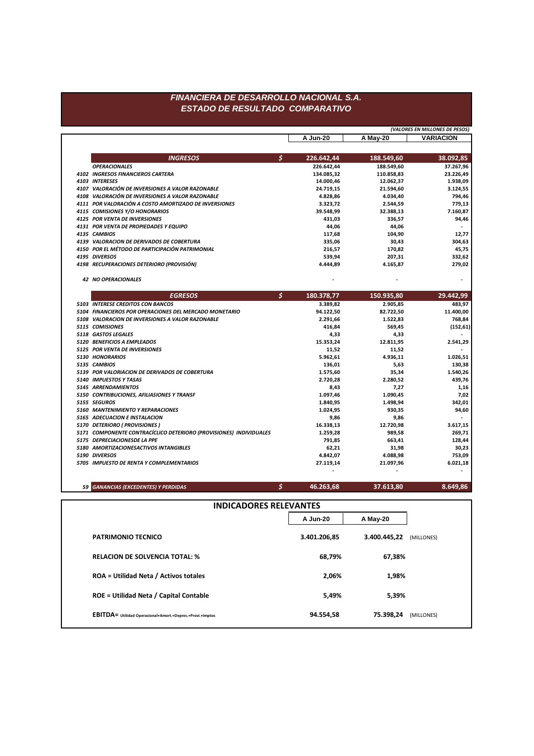# FINANCIERA DE DESARROLLO NACIONAL S.A.
## ESTADO DE RESULTADO COMPARATIVO

*(VALORES EN MILLONES DE PESOS)*

| | | A Jun-20 | A May-20 | VARIACION |
|---|---|---|---|---|
| **INGRESOS** | $ | **226.642,44** | **188.549,60** | **38.092,85** |
| **OPERACIONALES** | | 226.642,44 | 188.549,60 | 37.267,96 |
| 4102 | INGRESOS FINANCIEROS CARTERA | 134.085,32 | 110.858,83 | 23.226,49 |
| 4103 | INTERESES | 14.000,46 | 12.062,37 | 1.938,09 |
| 4107 | VALORACIÓN DE INVERSIONES A VALOR RAZONABLE | 24.719,15 | 21.594,60 | 3.124,55 |
| 4108 | VALORACIÓN DE INVERSIONES A VALOR RAZONABLE | 4.828,86 | 4.034,40 | 794,46 |
| 4111 | POR VALORACIÓN A COSTO AMORTIZADO DE INVERSIONES | 3.323,72 | 2.544,59 | 779,13 |
| 4115 | COMISIONES Y/O HONORARIOS | 39.548,99 | 32.388,13 | 7.160,87 |
| 4125 | POR VENTA DE INVERSIONES | 431,03 | 336,57 | 94,46 |
| 4131 | POR VENTA DE PROPIEDADES Y EQUIPO | 44,06 | 44,06 | - |
| 4135 | CAMBIOS | 117,68 | 104,90 | 12,77 |
| 4139 | VALORACION DE DERIVADOS DE COBERTURA | 335,06 | 30,43 | 304,63 |
| 4150 | POR EL MÉTODO DE PARTICIPACIÓN PATRIMONIAL | 216,57 | 170,82 | 45,75 |
| 4195 | DIVERSOS | 539,94 | 207,31 | 332,62 |
| 4198 | RECUPERACIONES DETERIORO (PROVISIÓN) | 4.444,89 | 4.165,87 | 279,02 |
| 42 | NO OPERACIONALES | - | - | - |
| **EGRESOS** | $ | **180.378,77** | **150.935,80** | **29.442,99** |
| 5103 | INTERESE CREDITOS CON BANCOS | 3.389,82 | 2.905,85 | 483,97 |
| 5104 | FINANCIEROS POR OPERACIONES DEL MERCADO MONETARIO | 94.122,50 | 82.722,50 | 11.400,00 |
| 5108 | VALORACION DE INVERSIONES A VALOR RAZONABLE | 2.291,66 | 1.522,83 | 768,84 |
| 5115 | COMISIONES | 416,84 | 569,45 | (152,61) |
| 5118 | GASTOS LEGALES | 4,33 | 4,33 | - |
| 5120 | BENEFICIOS A EMPLEADOS | 15.353,24 | 12.811,95 | 2.541,29 |
| 5125 | POR VENTA DE INVERSIONES | 11,52 | 11,52 | - |
| 5130 | HONORARIOS | 5.962,61 | 4.936,11 | 1.026,51 |
| 5135 | CAMBIOS | 136,01 | 5,63 | 130,38 |
| 5139 | POR VALORIACION DE DERIVADOS DE COBERTURA | 1.575,60 | 35,34 | 1.540,26 |
| 5140 | IMPUESTOS Y TASAS | 2.720,28 | 2.280,52 | 439,76 |
| 5145 | ARRENDAMIENTOS | 8,43 | 7,27 | 1,16 |
| 5150 | CONTRIBUCIONES, AFILIASIONES Y TRANSF | 1.097,46 | 1.090,45 | 7,02 |
| 5155 | SEGUROS | 1.840,95 | 1.498,94 | 342,01 |
| 5160 | MANTENIMIENTO Y REPARACIONES | 1.024,95 | 930,35 | 94,60 |
| 5165 | ADECUACION E INSTALACION | 9,86 | 9,86 | - |
| 5170 | DETERIORO ( PROVISIONES ) | 16.338,13 | 12.720,98 | 3.617,15 |
| 5171 | COMPONENTE CONTRACÍCLICO DETERIORO (PROVISIONES) INDIVIDUALES | 1.259,28 | 989,58 | 269,71 |
| 5175 | DEPRECIACIONESDE LA PPE | 791,85 | 663,41 | 128,44 |
| 5180 | AMORTIZACIONESACTIVOS INTANGIBLES | 62,21 | 31,98 | 30,23 |
| 5190 | DIVERSOS | 4.842,07 | 4.088,98 | 753,09 |
| 5705 | IMPUESTO DE RENTA Y COMPLEMENTARIOS | 27.119,14 | 21.097,96 | 6.021,18 |
| | | - | - | - |
| 59 | GANANCIAS (EXCEDENTES) Y PERDIDAS $ | **46.263,68** | **37.613,80** | **8.649,86** |

## INDICADORES RELEVANTES

| | A Jun-20 | A May-20 | |
|---|---|---|---|
| **PATRIMONIO TECNICO** | 3.401.206,85 | 3.400.445,22 | (MILLONES) |
| **RELACION DE SOLVENCIA TOTAL: %** | 68,79% | 67,38% | |
| **ROA = Utilidad Neta / Activos totales** | 2,06% | 1,98% | |
| **ROE = Utilidad Neta / Capital Contable** | 5,49% | 5,39% | |
| **EBITDA=** Utilidad Operacional+Amort.+Deprec.+Provi.+Imptos | 94.554,58 | 75.398,24 | (MILLONES) |